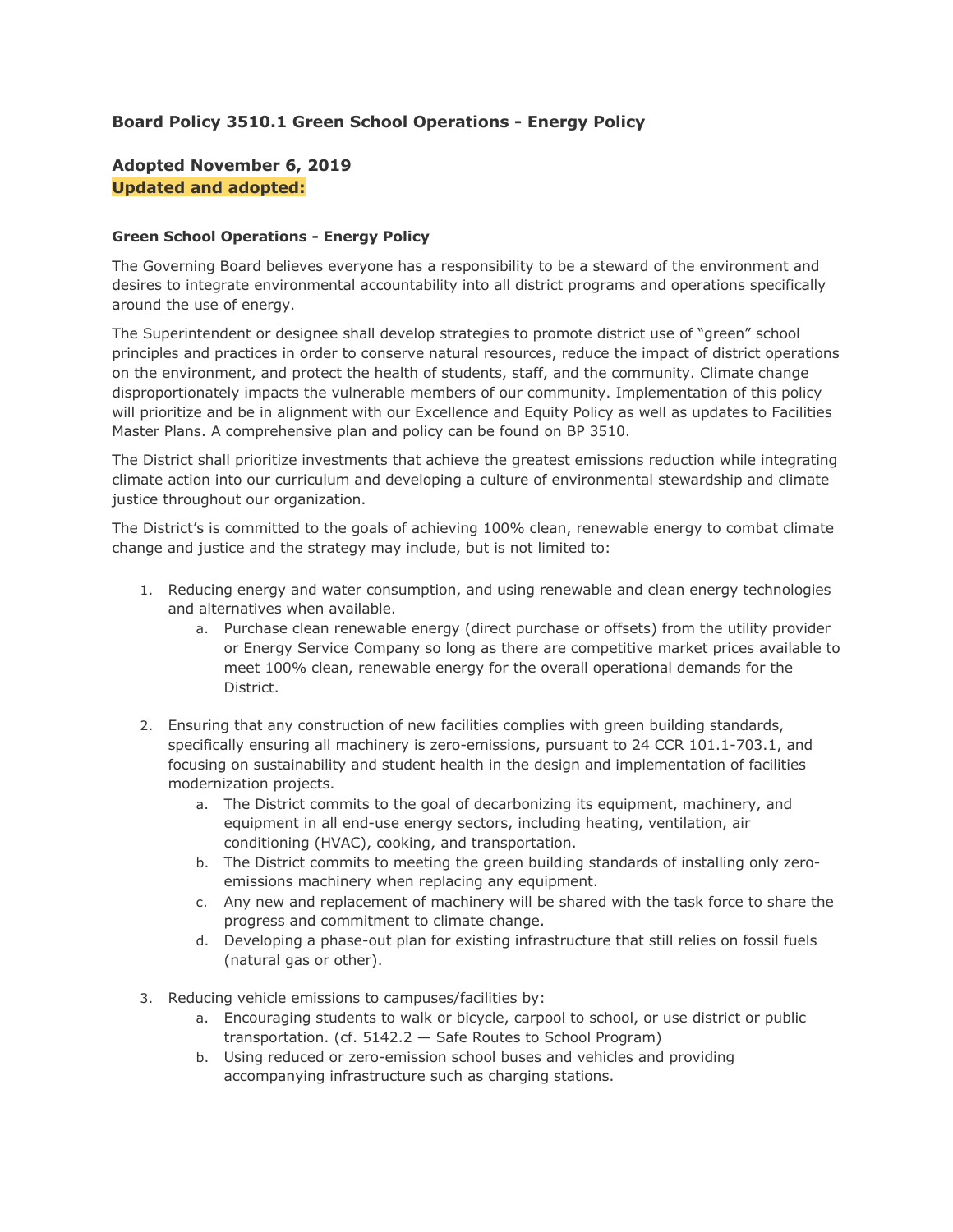## Board Policy 3510.1 Green School Operations - Energy Policy

## Adopted November 6, 2019
## Updated and adopted:

### Green School Operations - Energy Policy

The Governing Board believes everyone has a responsibility to be a steward of the environment and desires to integrate environmental accountability into all district programs and operations specifically around the use of energy.

The Superintendent or designee shall develop strategies to promote district use of "green" school principles and practices in order to conserve natural resources, reduce the impact of district operations on the environment, and protect the health of students, staff, and the community. Climate change disproportionately impacts the vulnerable members of our community. Implementation of this policy will prioritize and be in alignment with our Excellence and Equity Policy as well as updates to Facilities Master Plans. A comprehensive plan and policy can be found on BP 3510.

The District shall prioritize investments that achieve the greatest emissions reduction while integrating climate action into our curriculum and developing a culture of environmental stewardship and climate justice throughout our organization.

The District's is committed to the goals of achieving 100% clean, renewable energy to combat climate change and justice and the strategy may include, but is not limited to:

1. Reducing energy and water consumption, and using renewable and clean energy technologies and alternatives when available.
   a. Purchase clean renewable energy (direct purchase or offsets) from the utility provider or Energy Service Company so long as there are competitive market prices available to meet 100% clean, renewable energy for the overall operational demands for the District.

2. Ensuring that any construction of new facilities complies with green building standards, specifically ensuring all machinery is zero-emissions, pursuant to 24 CCR 101.1-703.1, and focusing on sustainability and student health in the design and implementation of facilities modernization projects.
   a. The District commits to the goal of decarbonizing its equipment, machinery, and equipment in all end-use energy sectors, including heating, ventilation, air conditioning (HVAC), cooking, and transportation.
   b. The District commits to meeting the green building standards of installing only zero-emissions machinery when replacing any equipment.
   c. Any new and replacement of machinery will be shared with the task force to share the progress and commitment to climate change.
   d. Developing a phase-out plan for existing infrastructure that still relies on fossil fuels (natural gas or other).

3. Reducing vehicle emissions to campuses/facilities by:
   a. Encouraging students to walk or bicycle, carpool to school, or use district or public transportation. (cf. 5142.2 — Safe Routes to School Program)
   b. Using reduced or zero-emission school buses and vehicles and providing accompanying infrastructure such as charging stations.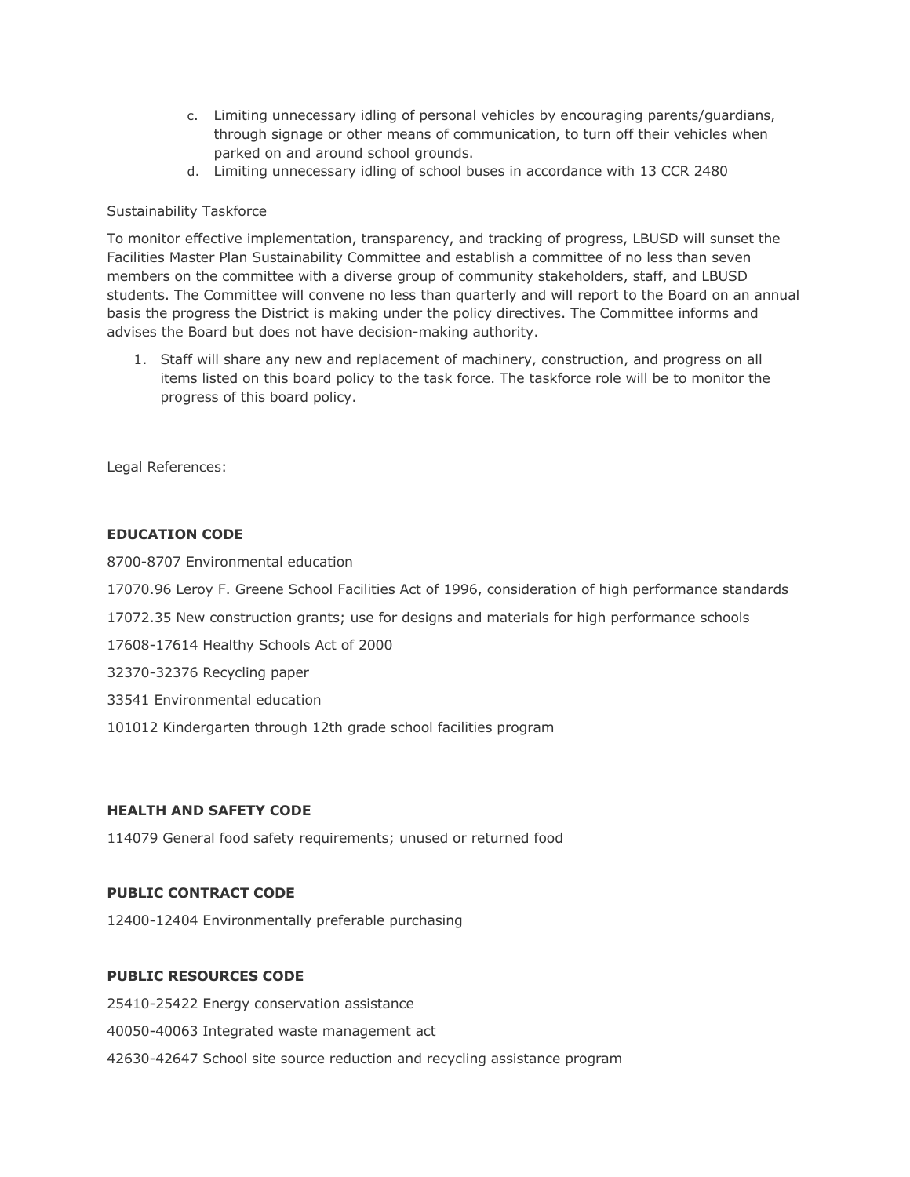c. Limiting unnecessary idling of personal vehicles by encouraging parents/guardians, through signage or other means of communication, to turn off their vehicles when parked on and around school grounds.
d. Limiting unnecessary idling of school buses in accordance with 13 CCR 2480

Sustainability Taskforce

To monitor effective implementation, transparency, and tracking of progress, LBUSD will sunset the Facilities Master Plan Sustainability Committee and establish a committee of no less than seven members on the committee with a diverse group of community stakeholders, staff, and LBUSD students. The Committee will convene no less than quarterly and will report to the Board on an annual basis the progress the District is making under the policy directives. The Committee informs and advises the Board but does not have decision-making authority.

1. Staff will share any new and replacement of machinery, construction, and progress on all items listed on this board policy to the task force. The taskforce role will be to monitor the progress of this board policy.

Legal References:

**EDUCATION CODE**

8700-8707 Environmental education

17070.96 Leroy F. Greene School Facilities Act of 1996, consideration of high performance standards

17072.35 New construction grants; use for designs and materials for high performance schools

17608-17614 Healthy Schools Act of 2000

32370-32376 Recycling paper

33541 Environmental education

101012 Kindergarten through 12th grade school facilities program

**HEALTH AND SAFETY CODE**

114079 General food safety requirements; unused or returned food

**PUBLIC CONTRACT CODE**

12400-12404 Environmentally preferable purchasing

**PUBLIC RESOURCES CODE**

25410-25422 Energy conservation assistance

40050-40063 Integrated waste management act

42630-42647 School site source reduction and recycling assistance program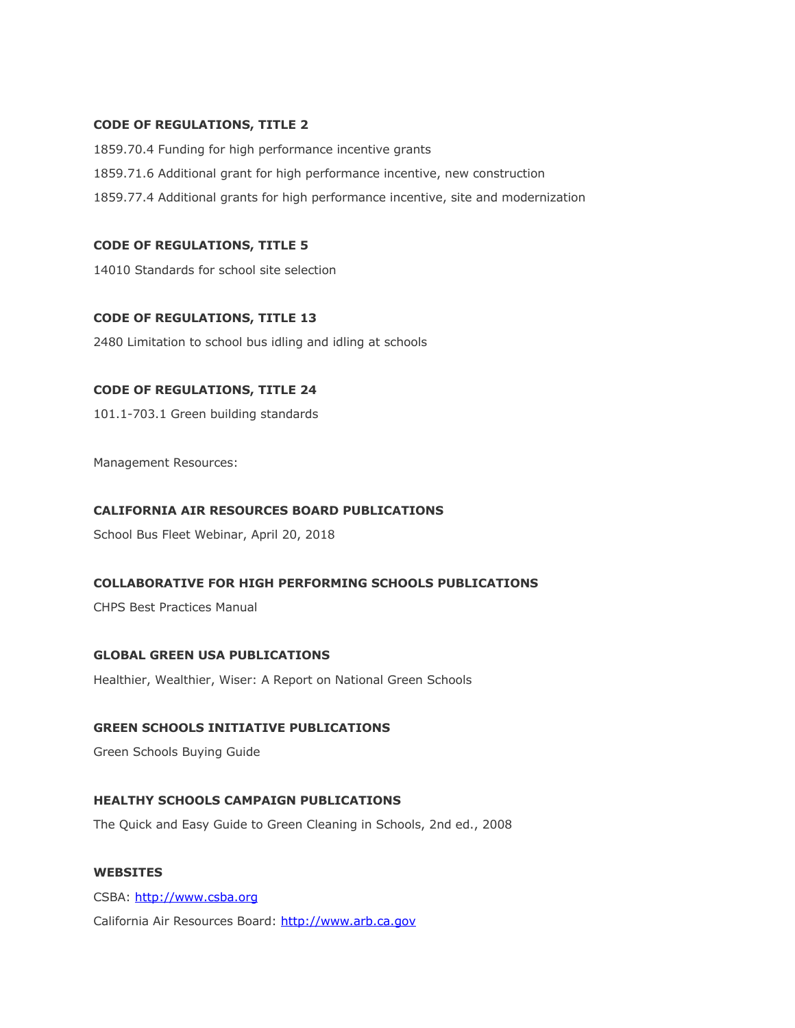**CODE OF REGULATIONS, TITLE 2**

1859.70.4 Funding for high performance incentive grants

1859.71.6 Additional grant for high performance incentive, new construction

1859.77.4 Additional grants for high performance incentive, site and modernization

**CODE OF REGULATIONS, TITLE 5**

14010 Standards for school site selection

**CODE OF REGULATIONS, TITLE 13**

2480 Limitation to school bus idling and idling at schools

**CODE OF REGULATIONS, TITLE 24**

101.1-703.1 Green building standards

Management Resources:

**CALIFORNIA AIR RESOURCES BOARD PUBLICATIONS**

School Bus Fleet Webinar, April 20, 2018

**COLLABORATIVE FOR HIGH PERFORMING SCHOOLS PUBLICATIONS**

CHPS Best Practices Manual

**GLOBAL GREEN USA PUBLICATIONS**

Healthier, Wealthier, Wiser: A Report on National Green Schools

**GREEN SCHOOLS INITIATIVE PUBLICATIONS**

Green Schools Buying Guide

**HEALTHY SCHOOLS CAMPAIGN PUBLICATIONS**

The Quick and Easy Guide to Green Cleaning in Schools, 2nd ed., 2008

**WEBSITES**

CSBA: [http://www.csba.org](http://www.csba.org)

California Air Resources Board: [http://www.arb.ca.gov](http://www.arb.ca.gov)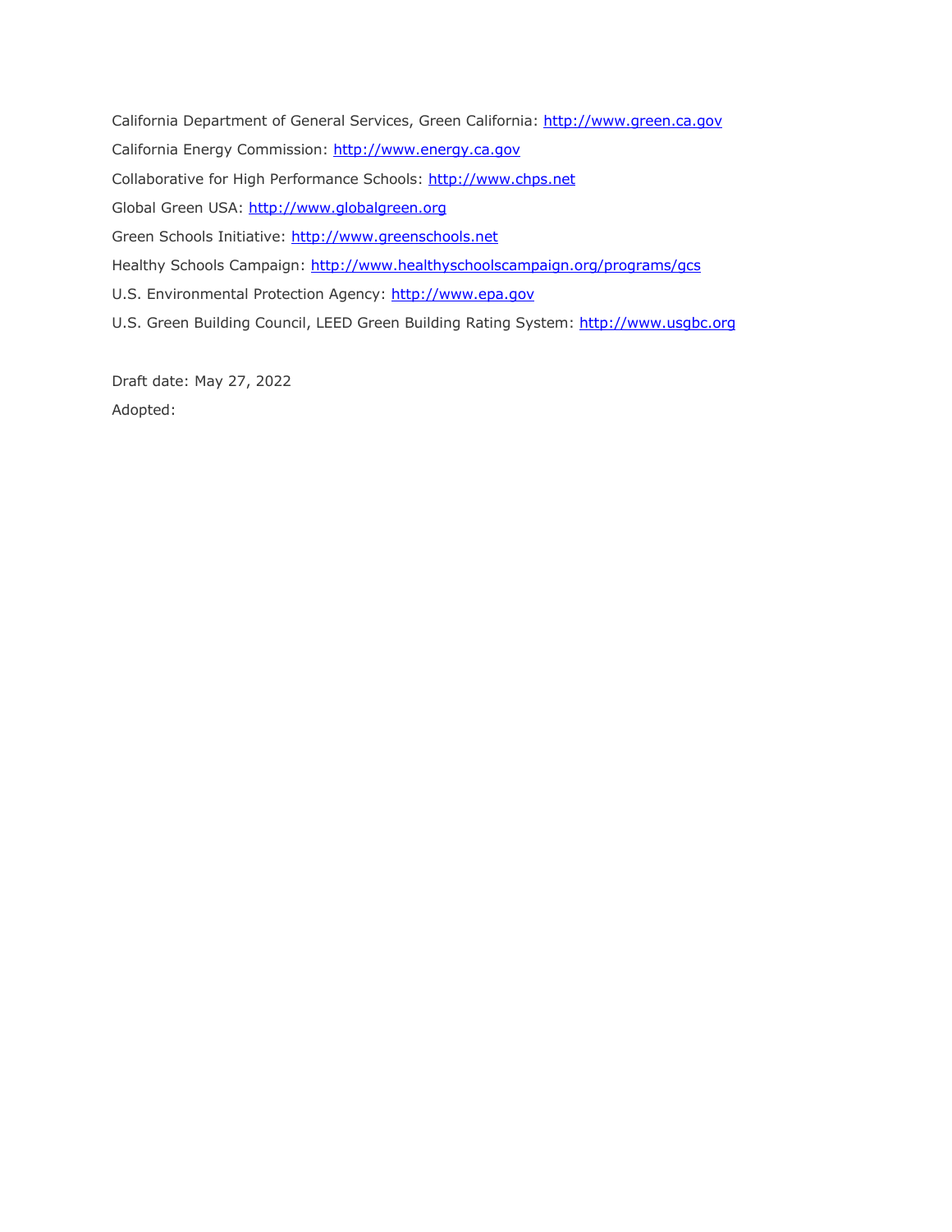California Department of General Services, Green California: http://www.green.ca.gov

California Energy Commission: http://www.energy.ca.gov

Collaborative for High Performance Schools: http://www.chps.net

Global Green USA: http://www.globalgreen.org

Green Schools Initiative: http://www.greenschools.net

Healthy Schools Campaign: http://www.healthyschoolscampaign.org/programs/gcs

U.S. Environmental Protection Agency: http://www.epa.gov

U.S. Green Building Council, LEED Green Building Rating System: http://www.usgbc.org

Draft date: May 27, 2022

Adopted: